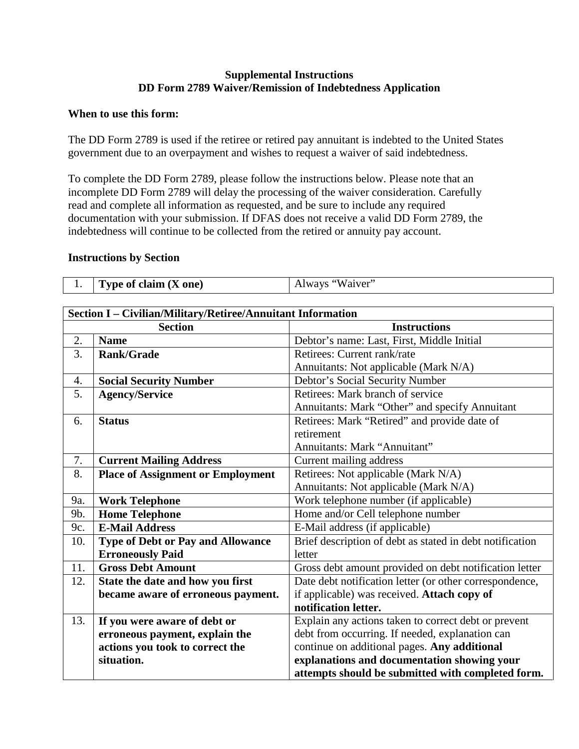**Supplemental Instructions**
**DD Form 2789 Waiver/Remission of Indebtedness Application**

**When to use this form:**

The DD Form 2789 is used if the retiree or retired pay annuitant is indebted to the United States government due to an overpayment and wishes to request a waiver of said indebtedness.

To complete the DD Form 2789, please follow the instructions below. Please note that an incomplete DD Form 2789 will delay the processing of the waiver consideration. Carefully read and complete all information as requested, and be sure to include any required documentation with your submission. If DFAS does not receive a valid DD Form 2789, the indebtedness will continue to be collected from the retired or annuity pay account.

**Instructions by Section**

| 1. | **Type of claim (X one)** | Always "Waiver" |
|---|---|---|

| **Section I – Civilian/Military/Retiree/Annuitant Information** | | |
|---|---|---|
| **Section** | | **Instructions** |
| 2. | **Name** | Debtor's name: Last, First, Middle Initial |
| 3. | **Rank/Grade** | Retirees: Current rank/rate<br>Annuitants: Not applicable (Mark N/A) |
| 4. | **Social Security Number** | Debtor's Social Security Number |
| 5. | **Agency/Service** | Retirees: Mark branch of service<br>Annuitants: Mark "Other" and specify Annuitant |
| 6. | **Status** | Retirees: Mark "Retired" and provide date of retirement<br>Annuitants: Mark "Annuitant" |
| 7. | **Current Mailing Address** | Current mailing address |
| 8. | **Place of Assignment or Employment** | Retirees: Not applicable (Mark N/A)<br>Annuitants: Not applicable (Mark N/A) |
| 9a. | **Work Telephone** | Work telephone number (if applicable) |
| 9b. | **Home Telephone** | Home and/or Cell telephone number |
| 9c. | **E-Mail Address** | E-Mail address (if applicable) |
| 10. | **Type of Debt or Pay and Allowance Erroneously Paid** | Brief description of debt as stated in debt notification letter |
| 11. | **Gross Debt Amount** | Gross debt amount provided on debt notification letter |
| 12. | **State the date and how you first became aware of erroneous payment.** | Date debt notification letter (or other correspondence, if applicable) was received. **Attach copy of notification letter.** |
| 13. | **If you were aware of debt or erroneous payment, explain the actions you took to correct the situation.** | Explain any actions taken to correct debt or prevent debt from occurring. If needed, explanation can continue on additional pages. **Any additional explanations and documentation showing your attempts should be submitted with completed form.** |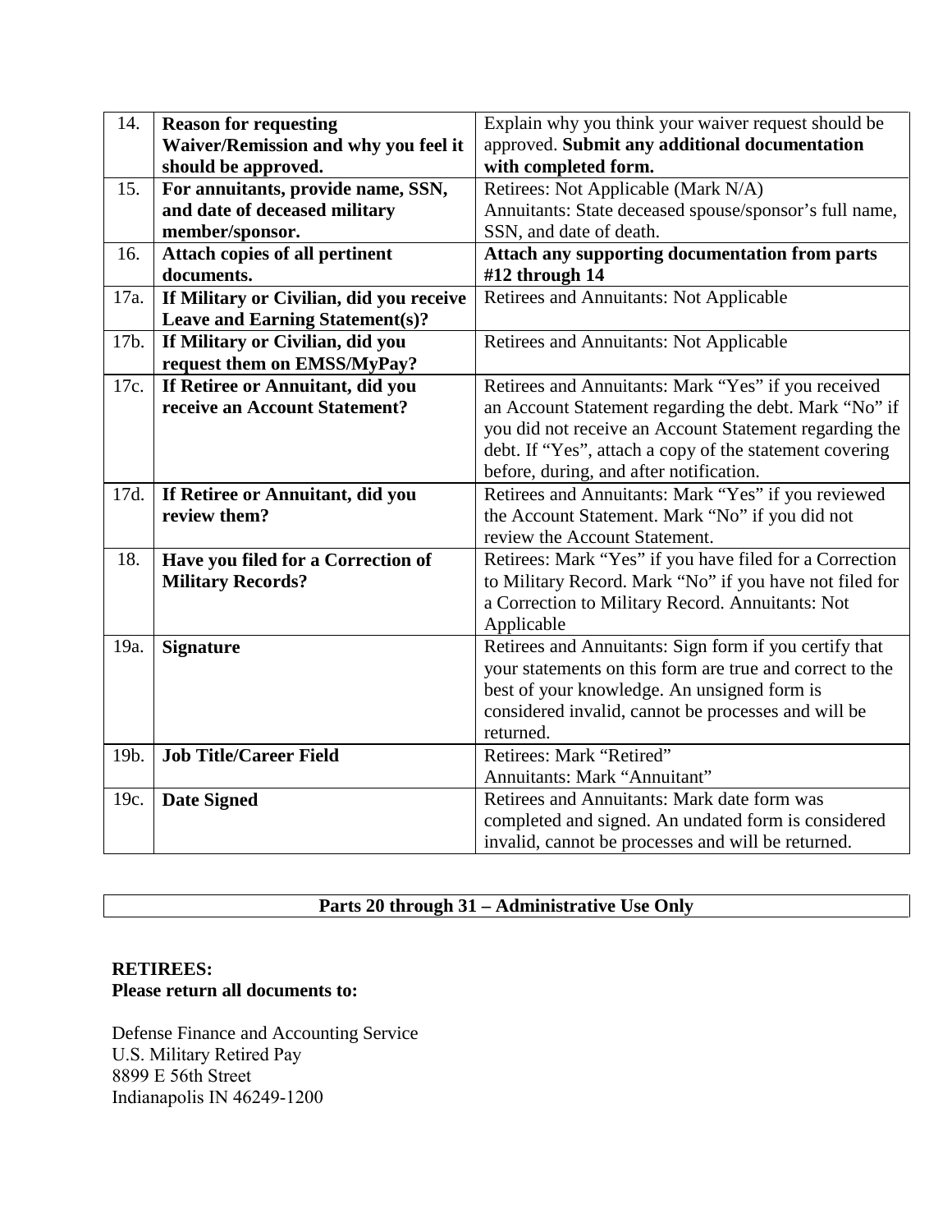| | | |
|---|---|---|
| 14. | **Reason for requesting Waiver/Remission and why you feel it should be approved.** | Explain why you think your waiver request should be approved. **Submit any additional documentation with completed form.** |
| 15. | **For annuitants, provide name, SSN, and date of deceased military member/sponsor.** | Retirees: Not Applicable (Mark N/A)<br>Annuitants: State deceased spouse/sponsor's full name, SSN, and date of death. |
| 16. | **Attach copies of all pertinent documents.** | **Attach any supporting documentation from parts #12 through 14** |
| 17a. | **If Military or Civilian, did you receive Leave and Earning Statement(s)?** | Retirees and Annuitants: Not Applicable |
| 17b. | **If Military or Civilian, did you request them on EMSS/MyPay?** | Retirees and Annuitants: Not Applicable |
| 17c. | **If Retiree or Annuitant, did you receive an Account Statement?** | Retirees and Annuitants: Mark "Yes" if you received an Account Statement regarding the debt. Mark "No" if you did not receive an Account Statement regarding the debt. If "Yes", attach a copy of the statement covering before, during, and after notification. |
| 17d. | **If Retiree or Annuitant, did you review them?** | Retirees and Annuitants: Mark "Yes" if you reviewed the Account Statement. Mark "No" if you did not review the Account Statement. |
| 18. | **Have you filed for a Correction of Military Records?** | Retirees: Mark "Yes" if you have filed for a Correction to Military Record. Mark "No" if you have not filed for a Correction to Military Record. Annuitants: Not Applicable |
| 19a. | **Signature** | Retirees and Annuitants: Sign form if you certify that your statements on this form are true and correct to the best of your knowledge. An unsigned form is considered invalid, cannot be processes and will be returned. |
| 19b. | **Job Title/Career Field** | Retirees: Mark "Retired"<br>Annuitants: Mark "Annuitant" |
| 19c. | **Date Signed** | Retirees and Annuitants: Mark date form was completed and signed. An undated form is considered invalid, cannot be processes and will be returned. |

**Parts 20 through 31 – Administrative Use Only**

**RETIREES:**
**Please return all documents to:**

Defense Finance and Accounting Service
U.S. Military Retired Pay
8899 E 56th Street
Indianapolis IN 46249-1200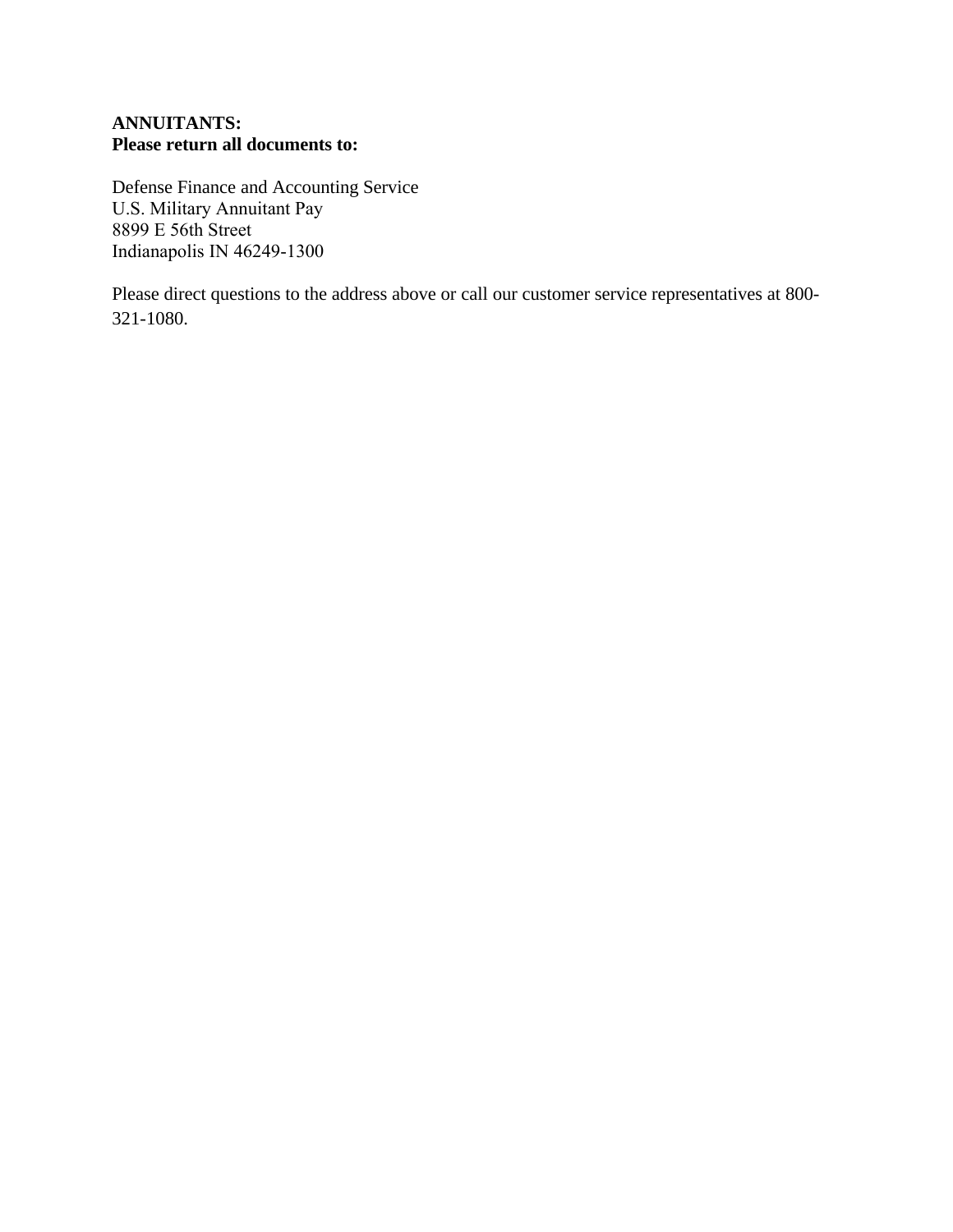**ANNUITANTS:**
**Please return all documents to:**

Defense Finance and Accounting Service
U.S. Military Annuitant Pay
8899 E 56th Street
Indianapolis IN 46249-1300

Please direct questions to the address above or call our customer service representatives at 800-321-1080.